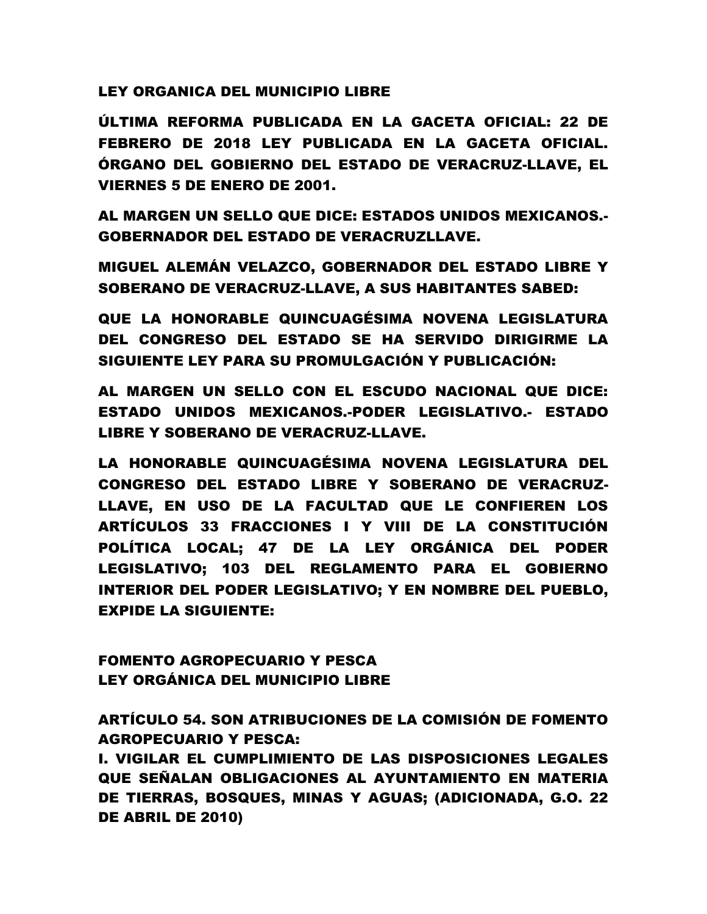LEY ORGANICA DEL MUNICIPIO LIBRE

ÚLTIMA REFORMA PUBLICADA EN LA GACETA OFICIAL: 22 DE FEBRERO DE 2018 LEY PUBLICADA EN LA GACETA OFICIAL. ÓRGANO DEL GOBIERNO DEL ESTADO DE VERACRUZ-LLAVE, EL VIERNES 5 DE ENERO DE 2001.

AL MARGEN UN SELLO QUE DICE: ESTADOS UNIDOS MEXICANOS.- GOBERNADOR DEL ESTADO DE VERACRUZLLAVE.

MIGUEL ALEMÁN VELAZCO, GOBERNADOR DEL ESTADO LIBRE Y SOBERANO DE VERACRUZ-LLAVE, A SUS HABITANTES SABED:

QUE LA HONORABLE QUINCUAGÉSIMA NOVENA LEGISLATURA DEL CONGRESO DEL ESTADO SE HA SERVIDO DIRIGIRME LA SIGUIENTE LEY PARA SU PROMULGACIÓN Y PUBLICACIÓN:

AL MARGEN UN SELLO CON EL ESCUDO NACIONAL QUE DICE: ESTADO UNIDOS MEXICANOS.-PODER LEGISLATIVO.- ESTADO LIBRE Y SOBERANO DE VERACRUZ-LLAVE.

LA HONORABLE QUINCUAGÉSIMA NOVENA LEGISLATURA DEL CONGRESO DEL ESTADO LIBRE Y SOBERANO DE VERACRUZ-LLAVE, EN USO DE LA FACULTAD QUE LE CONFIEREN LOS ARTÍCULOS 33 FRACCIONES I Y VIII DE LA CONSTITUCIÓN POLÍTICA LOCAL; 47 DE LA LEY ORGÁNICA DEL PODER LEGISLATIVO; 103 DEL REGLAMENTO PARA EL GOBIERNO INTERIOR DEL PODER LEGISLATIVO; Y EN NOMBRE DEL PUEBLO, EXPIDE LA SIGUIENTE:

FOMENTO AGROPECUARIO Y PESCA
LEY ORGÁNICA DEL MUNICIPIO LIBRE

ARTÍCULO 54. SON ATRIBUCIONES DE LA COMISIÓN DE FOMENTO AGROPECUARIO Y PESCA:

I. VIGILAR EL CUMPLIMIENTO DE LAS DISPOSICIONES LEGALES QUE SEÑALAN OBLIGACIONES AL AYUNTAMIENTO EN MATERIA DE TIERRAS, BOSQUES, MINAS Y AGUAS; (ADICIONADA, G.O. 22 DE ABRIL DE 2010)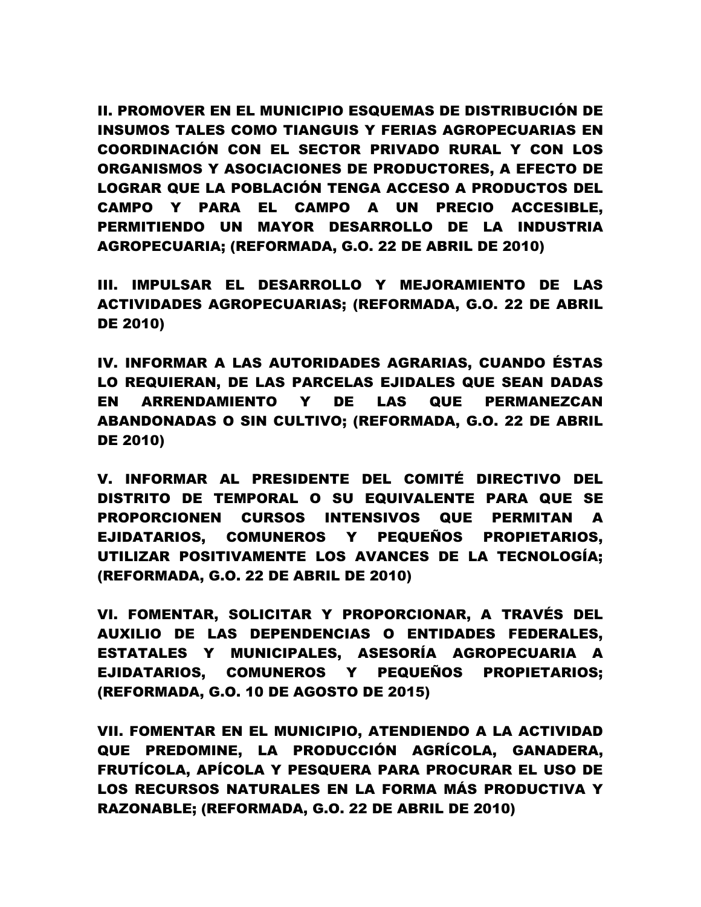**II. PROMOVER EN EL MUNICIPIO ESQUEMAS DE DISTRIBUCIÓN DE INSUMOS TALES COMO TIANGUIS Y FERIAS AGROPECUARIAS EN COORDINACIÓN CON EL SECTOR PRIVADO RURAL Y CON LOS ORGANISMOS Y ASOCIACIONES DE PRODUCTORES, A EFECTO DE LOGRAR QUE LA POBLACIÓN TENGA ACCESO A PRODUCTOS DEL CAMPO Y PARA EL CAMPO A UN PRECIO ACCESIBLE, PERMITIENDO UN MAYOR DESARROLLO DE LA INDUSTRIA AGROPECUARIA; (REFORMADA, G.O. 22 DE ABRIL DE 2010)**

**III. IMPULSAR EL DESARROLLO Y MEJORAMIENTO DE LAS ACTIVIDADES AGROPECUARIAS; (REFORMADA, G.O. 22 DE ABRIL DE 2010)**

**IV. INFORMAR A LAS AUTORIDADES AGRARIAS, CUANDO ÉSTAS LO REQUIERAN, DE LAS PARCELAS EJIDALES QUE SEAN DADAS EN ARRENDAMIENTO Y DE LAS QUE PERMANEZCAN ABANDONADAS O SIN CULTIVO; (REFORMADA, G.O. 22 DE ABRIL DE 2010)**

**V. INFORMAR AL PRESIDENTE DEL COMITÉ DIRECTIVO DEL DISTRITO DE TEMPORAL O SU EQUIVALENTE PARA QUE SE PROPORCIONEN CURSOS INTENSIVOS QUE PERMITAN A EJIDATARIOS, COMUNEROS Y PEQUEÑOS PROPIETARIOS, UTILIZAR POSITIVAMENTE LOS AVANCES DE LA TECNOLOGÍA; (REFORMADA, G.O. 22 DE ABRIL DE 2010)**

**VI. FOMENTAR, SOLICITAR Y PROPORCIONAR, A TRAVÉS DEL AUXILIO DE LAS DEPENDENCIAS O ENTIDADES FEDERALES, ESTATALES Y MUNICIPALES, ASESORÍA AGROPECUARIA A EJIDATARIOS, COMUNEROS Y PEQUEÑOS PROPIETARIOS; (REFORMADA, G.O. 10 DE AGOSTO DE 2015)**

**VII. FOMENTAR EN EL MUNICIPIO, ATENDIENDO A LA ACTIVIDAD QUE PREDOMINE, LA PRODUCCIÓN AGRÍCOLA, GANADERA, FRUTÍCOLA, APÍCOLA Y PESQUERA PARA PROCURAR EL USO DE LOS RECURSOS NATURALES EN LA FORMA MÁS PRODUCTIVA Y RAZONABLE; (REFORMADA, G.O. 22 DE ABRIL DE 2010)**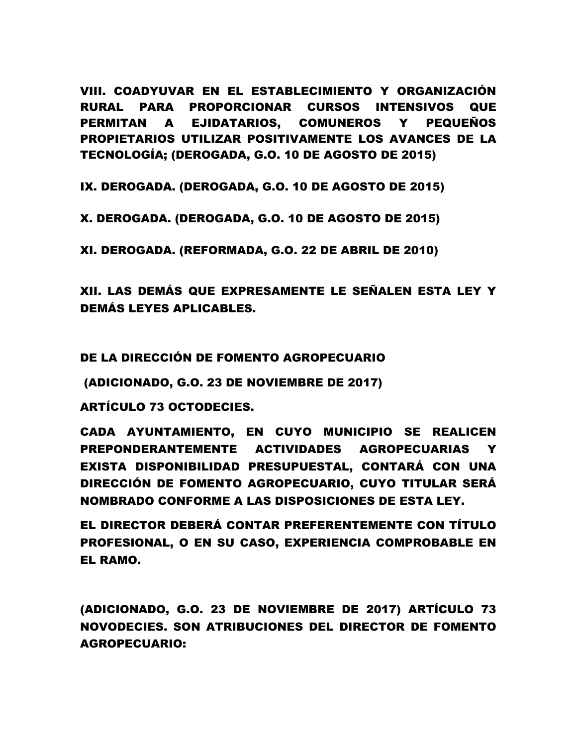**VIII. COADYUVAR EN EL ESTABLECIMIENTO Y ORGANIZACIÓN RURAL PARA PROPORCIONAR CURSOS INTENSIVOS QUE PERMITAN A EJIDATARIOS, COMUNEROS Y PEQUEÑOS PROPIETARIOS UTILIZAR POSITIVAMENTE LOS AVANCES DE LA TECNOLOGÍA; (DEROGADA, G.O. 10 DE AGOSTO DE 2015)**

**IX. DEROGADA. (DEROGADA, G.O. 10 DE AGOSTO DE 2015)**

**X. DEROGADA. (DEROGADA, G.O. 10 DE AGOSTO DE 2015)**

**XI. DEROGADA. (REFORMADA, G.O. 22 DE ABRIL DE 2010)**

**XII. LAS DEMÁS QUE EXPRESAMENTE LE SEÑALEN ESTA LEY Y DEMÁS LEYES APLICABLES.**

**DE LA DIRECCIÓN DE FOMENTO AGROPECUARIO**

**(ADICIONADO, G.O. 23 DE NOVIEMBRE DE 2017)**

**ARTÍCULO 73 OCTODECIES.**

**CADA AYUNTAMIENTO, EN CUYO MUNICIPIO SE REALICEN PREPONDERANTEMENTE ACTIVIDADES AGROPECUARIAS Y EXISTA DISPONIBILIDAD PRESUPUESTAL, CONTARÁ CON UNA DIRECCIÓN DE FOMENTO AGROPECUARIO, CUYO TITULAR SERÁ NOMBRADO CONFORME A LAS DISPOSICIONES DE ESTA LEY.**

**EL DIRECTOR DEBERÁ CONTAR PREFERENTEMENTE CON TÍTULO PROFESIONAL, O EN SU CASO, EXPERIENCIA COMPROBABLE EN EL RAMO.**

**(ADICIONADO, G.O. 23 DE NOVIEMBRE DE 2017) ARTÍCULO 73 NOVODECIES. SON ATRIBUCIONES DEL DIRECTOR DE FOMENTO AGROPECUARIO:**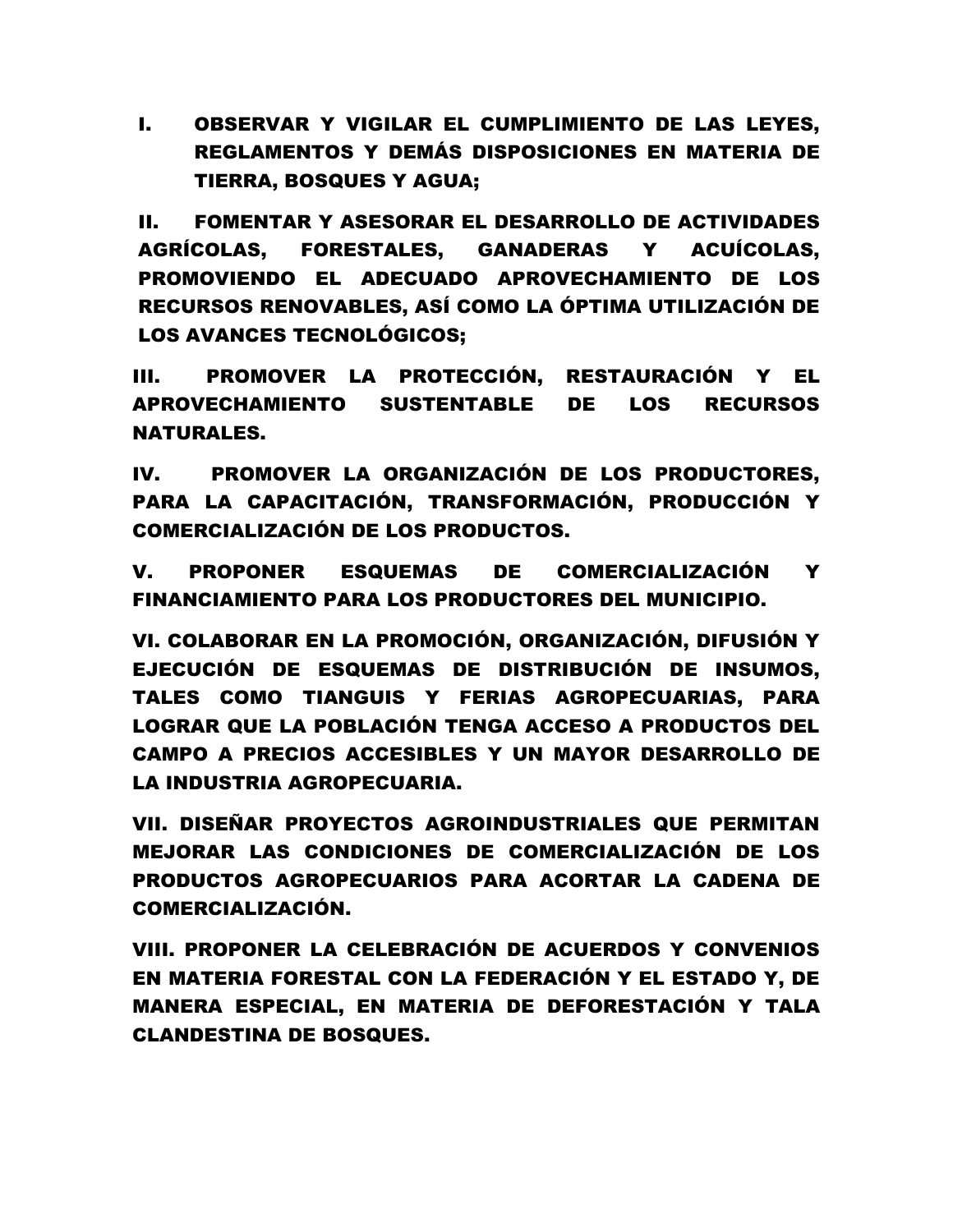I. OBSERVAR Y VIGILAR EL CUMPLIMIENTO DE LAS LEYES, REGLAMENTOS Y DEMÁS DISPOSICIONES EN MATERIA DE TIERRA, BOSQUES Y AGUA;

II. FOMENTAR Y ASESORAR EL DESARROLLO DE ACTIVIDADES AGRÍCOLAS, FORESTALES, GANADERAS Y ACUÍCOLAS, PROMOVIENDO EL ADECUADO APROVECHAMIENTO DE LOS RECURSOS RENOVABLES, ASÍ COMO LA ÓPTIMA UTILIZACIÓN DE LOS AVANCES TECNOLÓGICOS;

III. PROMOVER LA PROTECCIÓN, RESTAURACIÓN Y EL APROVECHAMIENTO SUSTENTABLE DE LOS RECURSOS NATURALES.

IV. PROMOVER LA ORGANIZACIÓN DE LOS PRODUCTORES, PARA LA CAPACITACIÓN, TRANSFORMACIÓN, PRODUCCIÓN Y COMERCIALIZACIÓN DE LOS PRODUCTOS.

V. PROPONER ESQUEMAS DE COMERCIALIZACIÓN Y FINANCIAMIENTO PARA LOS PRODUCTORES DEL MUNICIPIO.

VI. COLABORAR EN LA PROMOCIÓN, ORGANIZACIÓN, DIFUSIÓN Y EJECUCIÓN DE ESQUEMAS DE DISTRIBUCIÓN DE INSUMOS, TALES COMO TIANGUIS Y FERIAS AGROPECUARIAS, PARA LOGRAR QUE LA POBLACIÓN TENGA ACCESO A PRODUCTOS DEL CAMPO A PRECIOS ACCESIBLES Y UN MAYOR DESARROLLO DE LA INDUSTRIA AGROPECUARIA.

VII. DISEÑAR PROYECTOS AGROINDUSTRIALES QUE PERMITAN MEJORAR LAS CONDICIONES DE COMERCIALIZACIÓN DE LOS PRODUCTOS AGROPECUARIOS PARA ACORTAR LA CADENA DE COMERCIALIZACIÓN.

VIII. PROPONER LA CELEBRACIÓN DE ACUERDOS Y CONVENIOS EN MATERIA FORESTAL CON LA FEDERACIÓN Y EL ESTADO Y, DE MANERA ESPECIAL, EN MATERIA DE DEFORESTACIÓN Y TALA CLANDESTINA DE BOSQUES.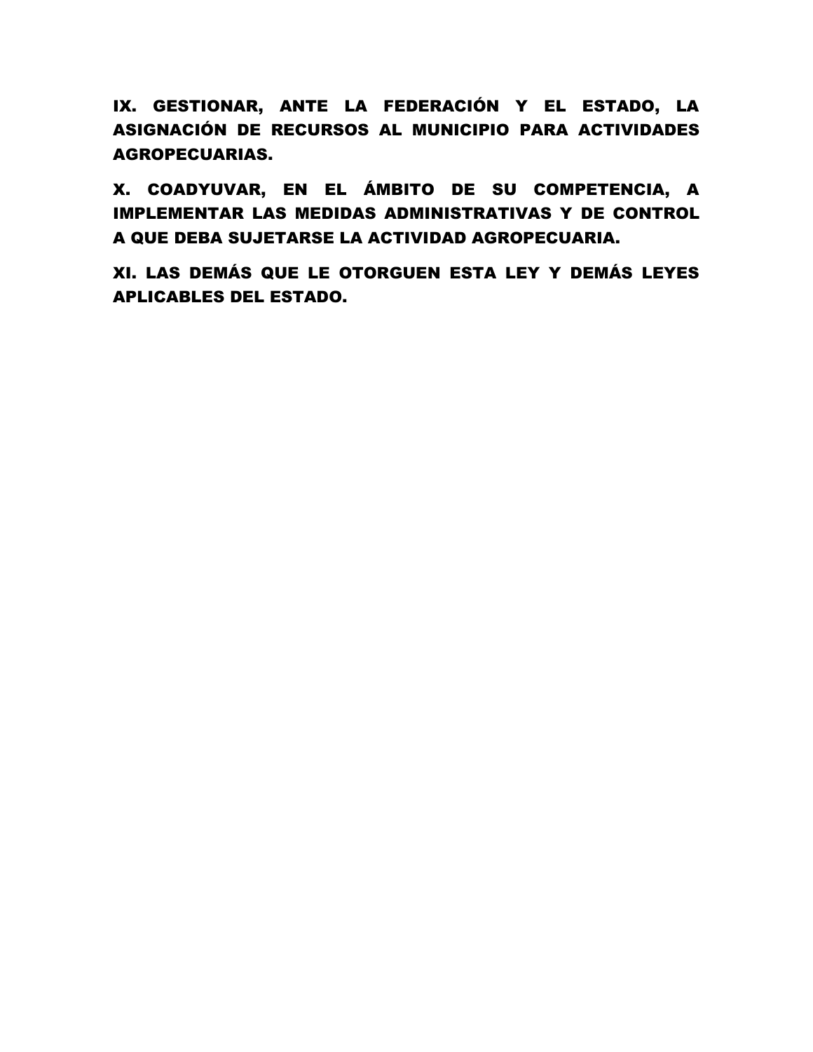**IX. GESTIONAR, ANTE LA FEDERACIÓN Y EL ESTADO, LA ASIGNACIÓN DE RECURSOS AL MUNICIPIO PARA ACTIVIDADES AGROPECUARIAS.**

**X. COADYUVAR, EN EL ÁMBITO DE SU COMPETENCIA, A IMPLEMENTAR LAS MEDIDAS ADMINISTRATIVAS Y DE CONTROL A QUE DEBA SUJETARSE LA ACTIVIDAD AGROPECUARIA.**

**XI. LAS DEMÁS QUE LE OTORGUEN ESTA LEY Y DEMÁS LEYES APLICABLES DEL ESTADO.**